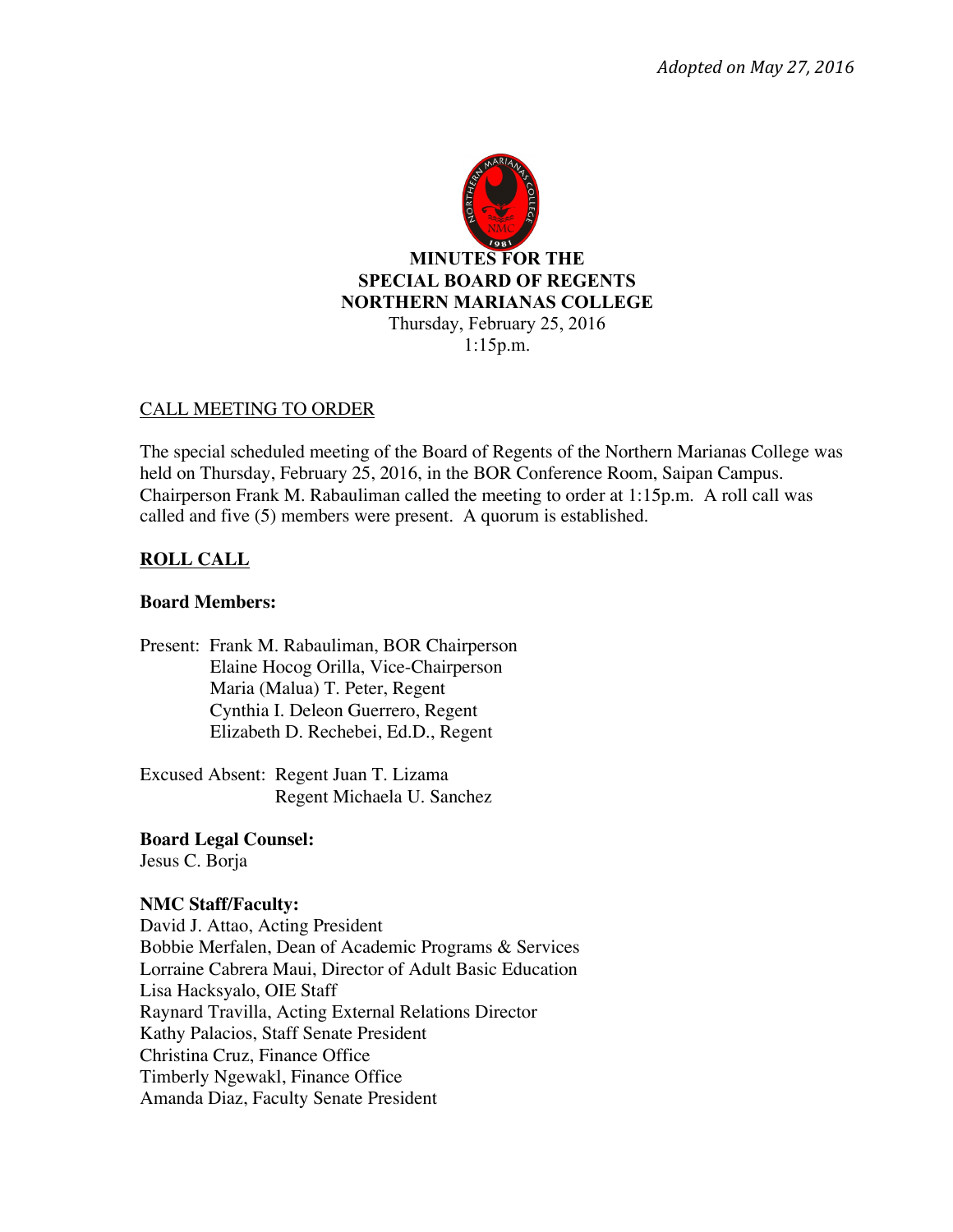*Adopted on May 27, 2016*

# MINUTES FOR THE SPECIAL BOARD OF REGENTS NORTHERN MARIANAS COLLEGE

Thursday, February 25, 2016
1:15p.m.

## CALL MEETING TO ORDER

The special scheduled meeting of the Board of Regents of the Northern Marianas College was held on Thursday, February 25, 2016, in the BOR Conference Room, Saipan Campus. Chairperson Frank M. Rabauliman called the meeting to order at 1:15p.m. A roll call was called and five (5) members were present. A quorum is established.

## ROLL CALL

**Board Members:**

Present: Frank M. Rabauliman, BOR Chairperson
Elaine Hocog Orilla, Vice-Chairperson
Maria (Malua) T. Peter, Regent
Cynthia I. Deleon Guerrero, Regent
Elizabeth D. Rechebei, Ed.D., Regent

Excused Absent: Regent Juan T. Lizama
Regent Michaela U. Sanchez

**Board Legal Counsel:**
Jesus C. Borja

**NMC Staff/Faculty:**
David J. Attao, Acting President
Bobbie Merfalen, Dean of Academic Programs & Services
Lorraine Cabrera Maui, Director of Adult Basic Education
Lisa Hacksyalo, OIE Staff
Raynard Travilla, Acting External Relations Director
Kathy Palacios, Staff Senate President
Christina Cruz, Finance Office
Timberly Ngewakl, Finance Office
Amanda Diaz, Faculty Senate President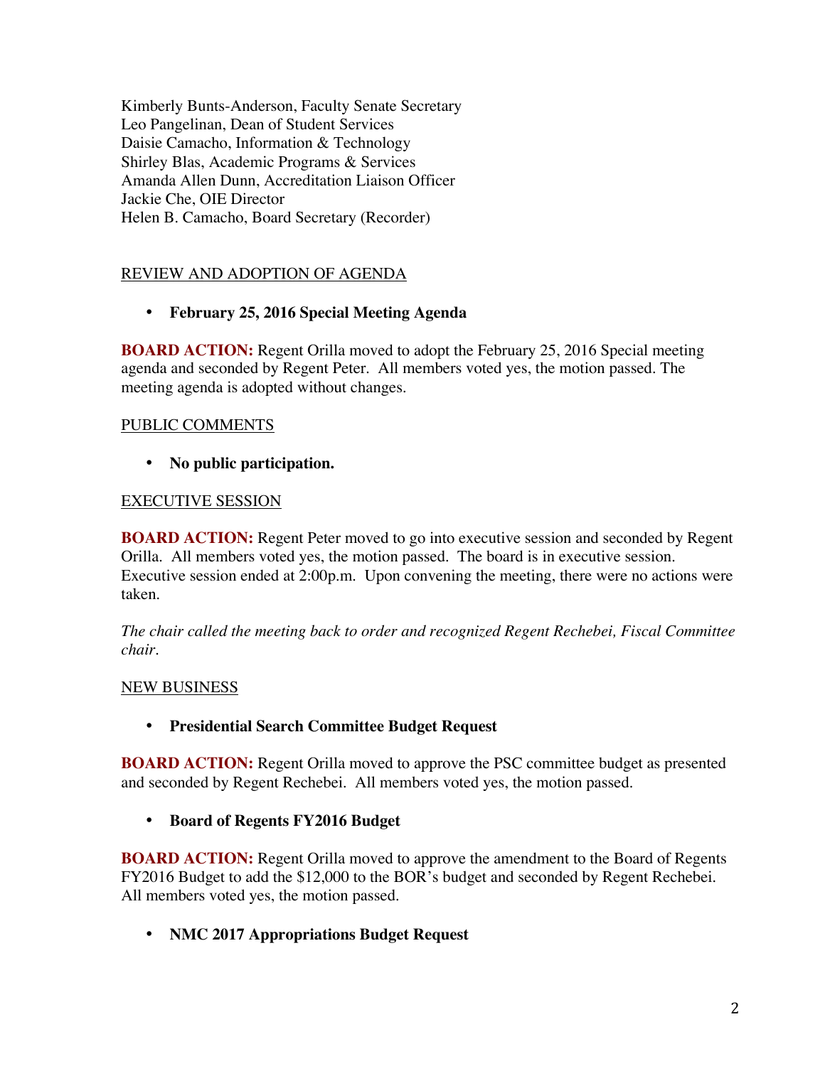Kimberly Bunts-Anderson, Faculty Senate Secretary
Leo Pangelinan, Dean of Student Services
Daisie Camacho, Information & Technology
Shirley Blas, Academic Programs & Services
Amanda Allen Dunn, Accreditation Liaison Officer
Jackie Che, OIE Director
Helen B. Camacho, Board Secretary (Recorder)

REVIEW AND ADOPTION OF AGENDA

- **February 25, 2016 Special Meeting Agenda**

**BOARD ACTION:** Regent Orilla moved to adopt the February 25, 2016 Special meeting agenda and seconded by Regent Peter. All members voted yes, the motion passed. The meeting agenda is adopted without changes.

PUBLIC COMMENTS

- **No public participation.**

EXECUTIVE SESSION

**BOARD ACTION:** Regent Peter moved to go into executive session and seconded by Regent Orilla. All members voted yes, the motion passed. The board is in executive session. Executive session ended at 2:00p.m. Upon convening the meeting, there were no actions were taken.

*The chair called the meeting back to order and recognized Regent Rechebei, Fiscal Committee chair.*

NEW BUSINESS

- **Presidential Search Committee Budget Request**

**BOARD ACTION:** Regent Orilla moved to approve the PSC committee budget as presented and seconded by Regent Rechebei. All members voted yes, the motion passed.

- **Board of Regents FY2016 Budget**

**BOARD ACTION:** Regent Orilla moved to approve the amendment to the Board of Regents FY2016 Budget to add the $12,000 to the BOR's budget and seconded by Regent Rechebei. All members voted yes, the motion passed.

- **NMC 2017 Appropriations Budget Request**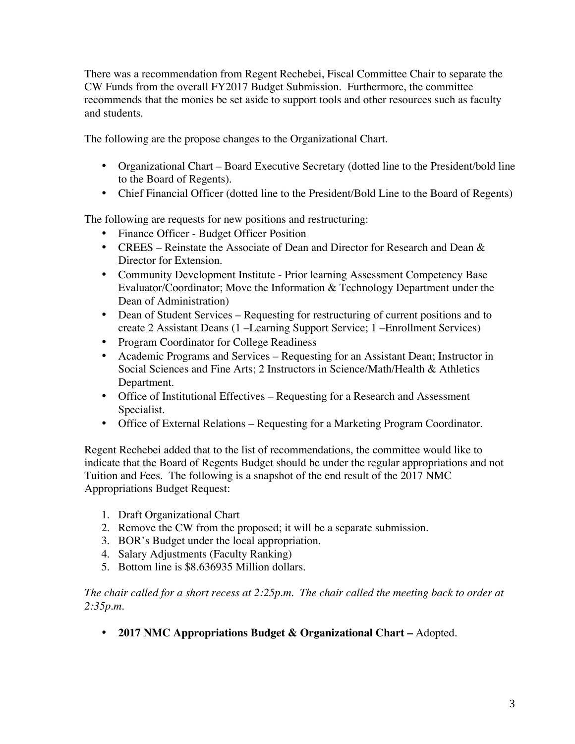There was a recommendation from Regent Rechebei, Fiscal Committee Chair to separate the CW Funds from the overall FY2017 Budget Submission. Furthermore, the committee recommends that the monies be set aside to support tools and other resources such as faculty and students.

The following are the propose changes to the Organizational Chart.

- Organizational Chart – Board Executive Secretary (dotted line to the President/bold line to the Board of Regents).
- Chief Financial Officer (dotted line to the President/Bold Line to the Board of Regents)

The following are requests for new positions and restructuring:

- Finance Officer - Budget Officer Position
- CREES – Reinstate the Associate of Dean and Director for Research and Dean & Director for Extension.
- Community Development Institute - Prior learning Assessment Competency Base Evaluator/Coordinator; Move the Information & Technology Department under the Dean of Administration)
- Dean of Student Services – Requesting for restructuring of current positions and to create 2 Assistant Deans (1 –Learning Support Service; 1 –Enrollment Services)
- Program Coordinator for College Readiness
- Academic Programs and Services – Requesting for an Assistant Dean; Instructor in Social Sciences and Fine Arts; 2 Instructors in Science/Math/Health & Athletics Department.
- Office of Institutional Effectives – Requesting for a Research and Assessment Specialist.
- Office of External Relations – Requesting for a Marketing Program Coordinator.

Regent Rechebei added that to the list of recommendations, the committee would like to indicate that the Board of Regents Budget should be under the regular appropriations and not Tuition and Fees. The following is a snapshot of the end result of the 2017 NMC Appropriations Budget Request:

1. Draft Organizational Chart
2. Remove the CW from the proposed; it will be a separate submission.
3. BOR's Budget under the local appropriation.
4. Salary Adjustments (Faculty Ranking)
5. Bottom line is $8.636935 Million dollars.

*The chair called for a short recess at 2:25p.m. The chair called the meeting back to order at 2:35p.m.*

- **2017 NMC Appropriations Budget & Organizational Chart –** Adopted.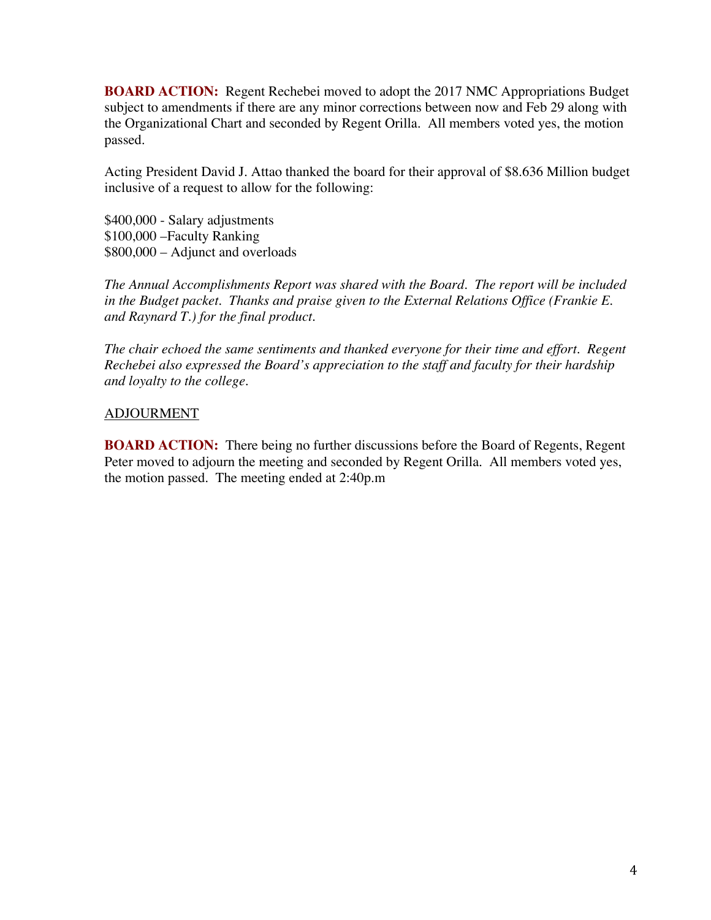**BOARD ACTION:** Regent Rechebei moved to adopt the 2017 NMC Appropriations Budget subject to amendments if there are any minor corrections between now and Feb 29 along with the Organizational Chart and seconded by Regent Orilla. All members voted yes, the motion passed.

Acting President David J. Attao thanked the board for their approval of $8.636 Million budget inclusive of a request to allow for the following:

$400,000 - Salary adjustments
$100,000 –Faculty Ranking
$800,000 – Adjunct and overloads

*The Annual Accomplishments Report was shared with the Board. The report will be included in the Budget packet. Thanks and praise given to the External Relations Office (Frankie E. and Raynard T.) for the final product.*

*The chair echoed the same sentiments and thanked everyone for their time and effort. Regent Rechebei also expressed the Board's appreciation to the staff and faculty for their hardship and loyalty to the college.*

<u>ADJOURMENT</u>

**BOARD ACTION:** There being no further discussions before the Board of Regents, Regent Peter moved to adjourn the meeting and seconded by Regent Orilla. All members voted yes, the motion passed. The meeting ended at 2:40p.m